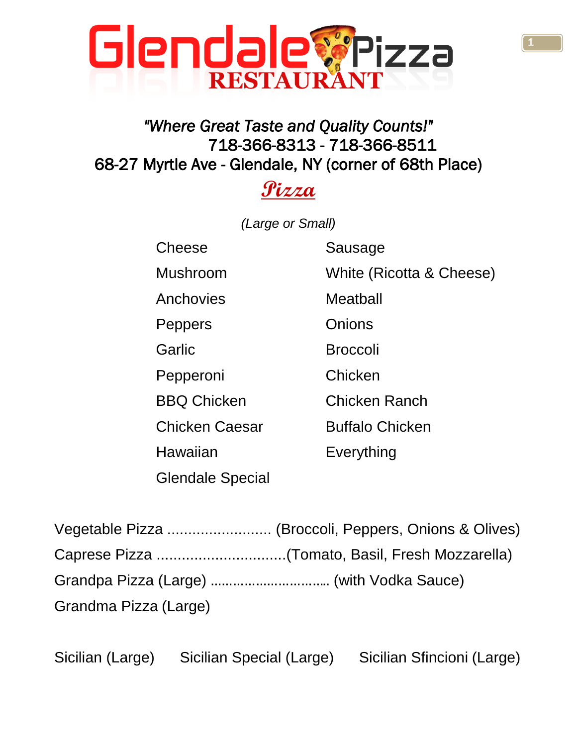# Glendale Pizza RESTAURANT

*"Where Great Taste and Quality Counts!"*

718-366-8313 - 718-366-8511

68-27 Myrtle Ave - Glendale, NY (corner of 68th Place)

## Pizza

*(Large or Small)*

- Cheese
- Sausage
- Mushroom
- White (Ricotta & Cheese)
- Anchovies
- Meatball
- Peppers
- Onions
- Garlic
- Broccoli
- Pepperoni
- Chicken
- BBQ Chicken
- Chicken Ranch
- Chicken Caesar
- Buffalo Chicken
- Hawaiian
- Everything
- Glendale Special

Vegetable Pizza ......................... (Broccoli, Peppers, Onions & Olives)

Caprese Pizza ..............................(Tomato, Basil, Fresh Mozzarella)

Grandpa Pizza (Large) ............................... (with Vodka Sauce)

Grandma Pizza (Large)

Sicilian (Large)

Sicilian Special (Large)

Sicilian Sfincioni (Large)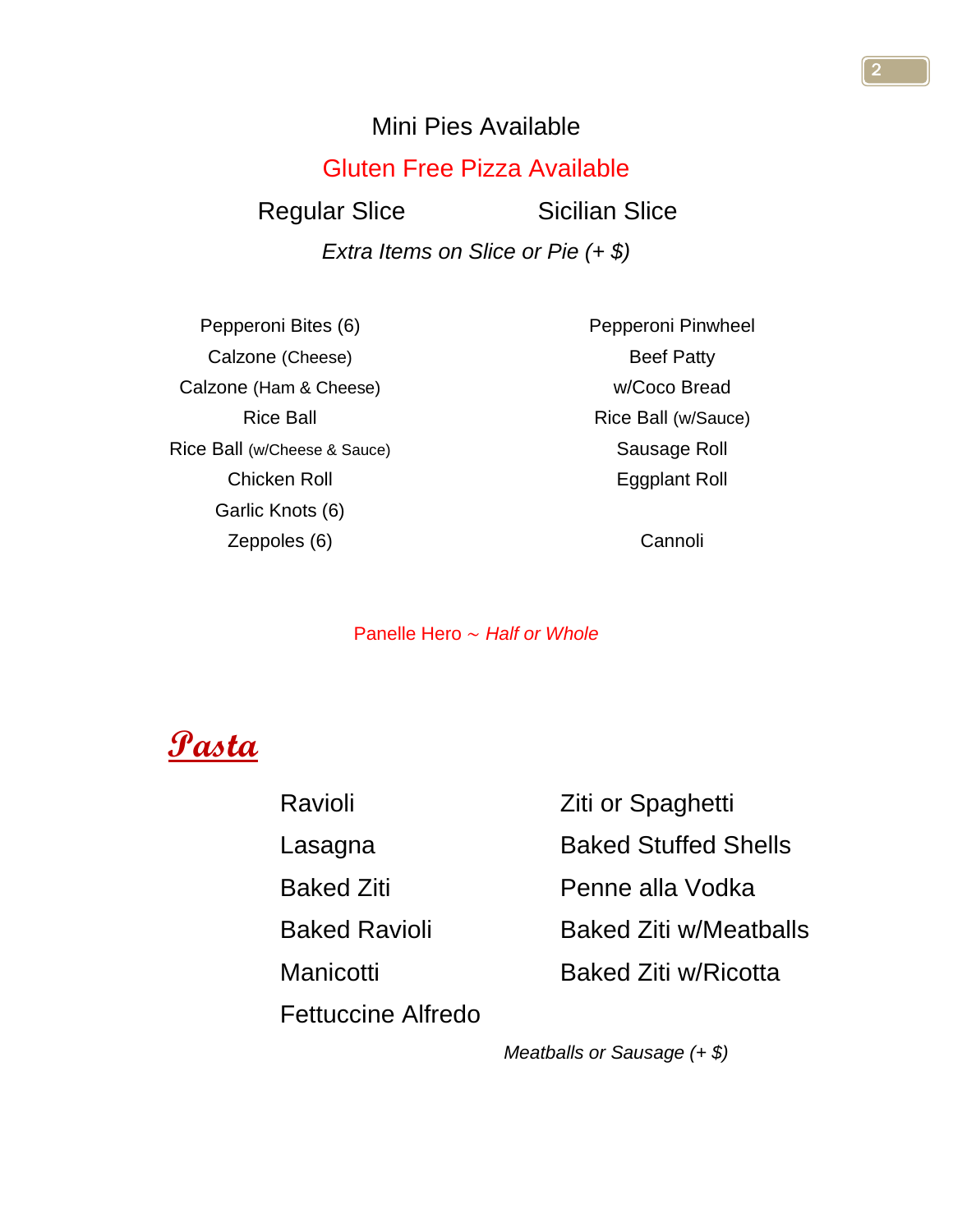Mini Pies Available

Gluten Free Pizza Available

Regular Slice

Sicilian Slice

*Extra Items on Slice or Pie (+ $)*

Pepperoni Bites (6)
Calzone (Cheese)
Calzone (Ham & Cheese)
Rice Ball
Rice Ball (w/Cheese & Sauce)
Chicken Roll
Garlic Knots (6)
Zeppoles (6)

Pepperoni Pinwheel
Beef Patty
w/Coco Bread
Rice Ball (w/Sauce)
Sausage Roll
Eggplant Roll

Cannoli

Panelle Hero ~ *Half or Whole*

## Pasta

Ravioli
Lasagna
Baked Ziti
Baked Ravioli
Manicotti
Fettuccine Alfredo

Ziti or Spaghetti
Baked Stuffed Shells
Penne alla Vodka
Baked Ziti w/Meatballs
Baked Ziti w/Ricotta

*Meatballs or Sausage (+ $)*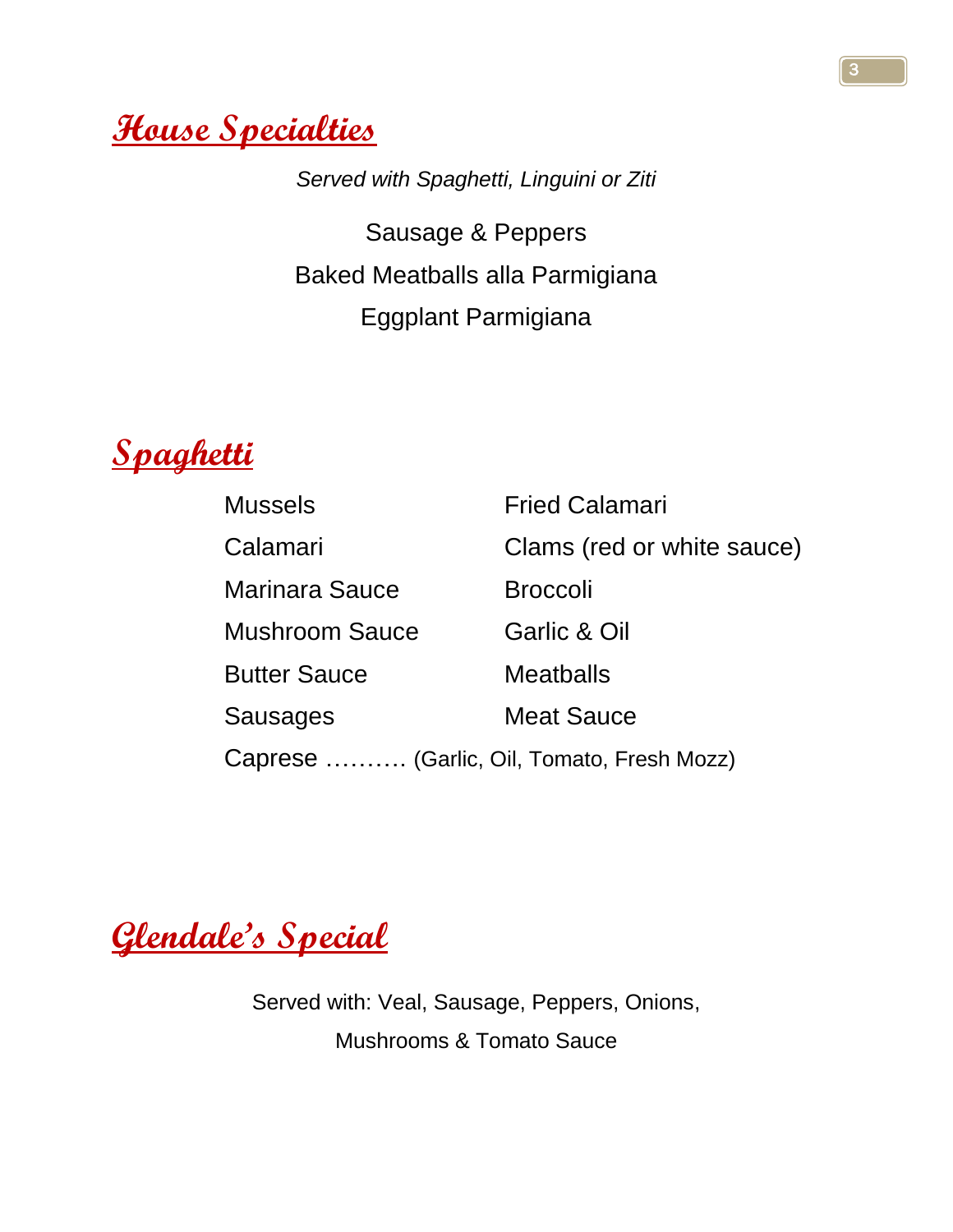## House Specialties

*Served with Spaghetti, Linguini or Ziti*

Sausage & Peppers

Baked Meatballs alla Parmigiana

Eggplant Parmigiana

## Spaghetti

| | |
|---|---|
| Mussels | Fried Calamari |
| Calamari | Clams (red or white sauce) |
| Marinara Sauce | Broccoli |
| Mushroom Sauce | Garlic & Oil |
| Butter Sauce | Meatballs |
| Sausages | Meat Sauce |

Caprese ………. (Garlic, Oil, Tomato, Fresh Mozz)

## Glendale's Special

Served with: Veal, Sausage, Peppers, Onions, Mushrooms & Tomato Sauce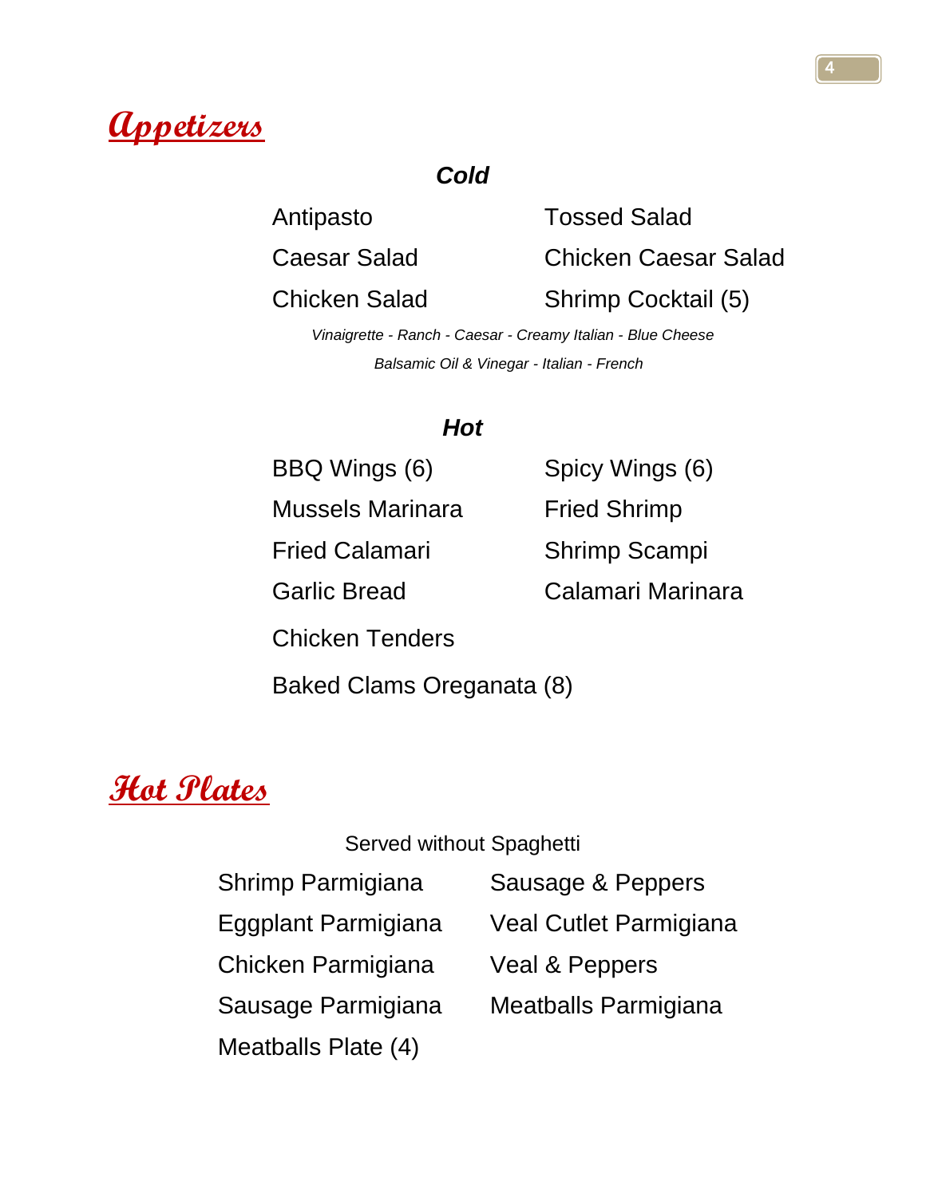# Appetizers

### *Cold*

- Antipasto
- Tossed Salad
- Caesar Salad
- Chicken Caesar Salad
- Chicken Salad
- Shrimp Cocktail (5)

*Vinaigrette - Ranch - Caesar - Creamy Italian - Blue Cheese*

*Balsamic Oil & Vinegar - Italian - French*

### *Hot*

- BBQ Wings (6)
- Spicy Wings (6)
- Mussels Marinara
- Fried Shrimp
- Fried Calamari
- Shrimp Scampi
- Garlic Bread
- Calamari Marinara
- Chicken Tenders
- Baked Clams Oreganata (8)

# Hot Plates

Served without Spaghetti

- Shrimp Parmigiana
- Sausage & Peppers
- Eggplant Parmigiana
- Veal Cutlet Parmigiana
- Chicken Parmigiana
- Veal & Peppers
- Sausage Parmigiana
- Meatballs Parmigiana
- Meatballs Plate (4)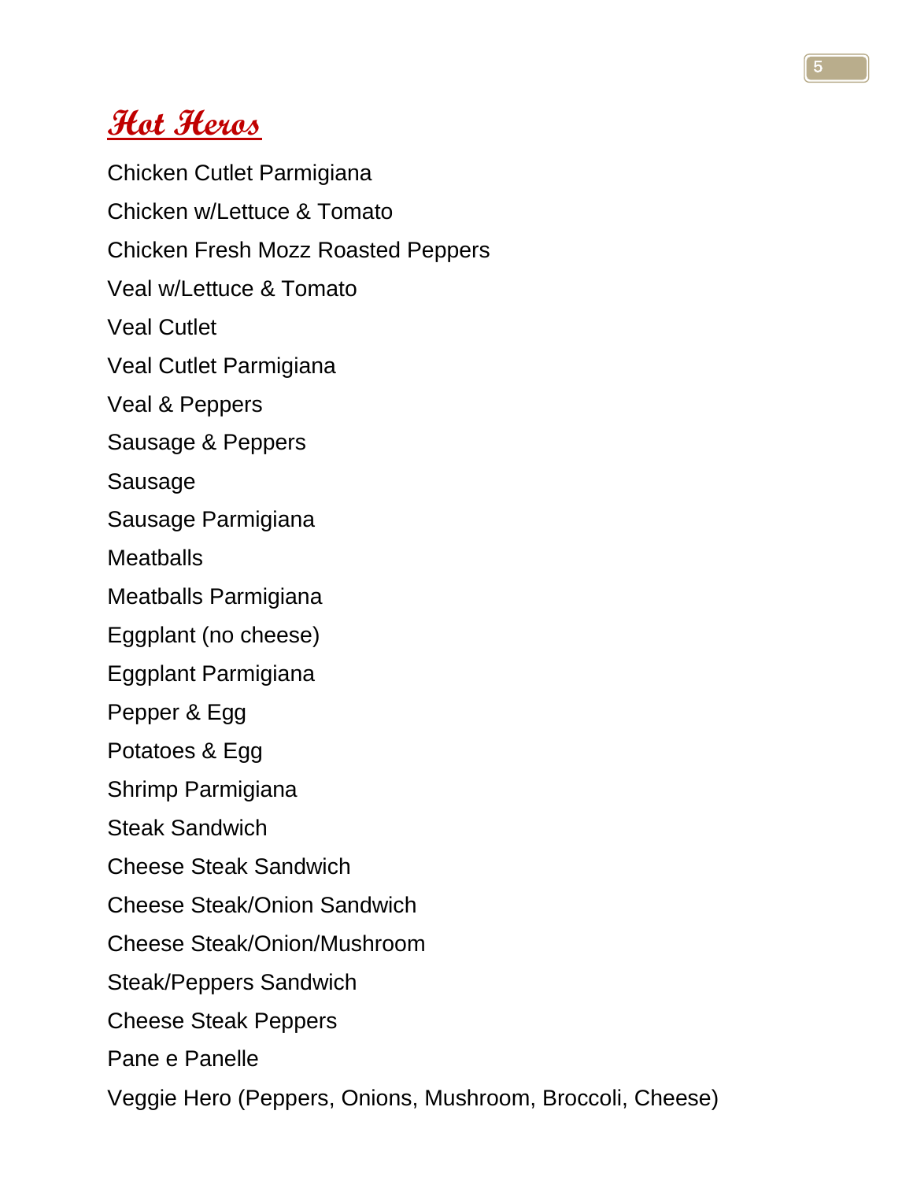# Hot Heros

Chicken Cutlet Parmigiana

Chicken w/Lettuce & Tomato

Chicken Fresh Mozz Roasted Peppers

Veal w/Lettuce & Tomato

Veal Cutlet

Veal Cutlet Parmigiana

Veal & Peppers

Sausage & Peppers

Sausage

Sausage Parmigiana

Meatballs

Meatballs Parmigiana

Eggplant (no cheese)

Eggplant Parmigiana

Pepper & Egg

Potatoes & Egg

Shrimp Parmigiana

Steak Sandwich

Cheese Steak Sandwich

Cheese Steak/Onion Sandwich

Cheese Steak/Onion/Mushroom

Steak/Peppers Sandwich

Cheese Steak Peppers

Pane e Panelle

Veggie Hero (Peppers, Onions, Mushroom, Broccoli, Cheese)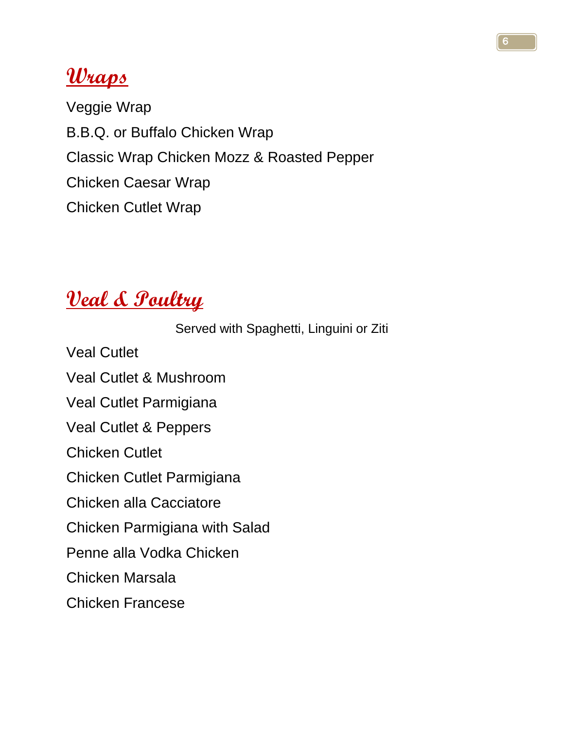## Wraps

Veggie Wrap

B.B.Q. or Buffalo Chicken Wrap

Classic Wrap Chicken Mozz & Roasted Pepper

Chicken Caesar Wrap

Chicken Cutlet Wrap

## Veal & Poultry

Served with Spaghetti, Linguini or Ziti

Veal Cutlet

Veal Cutlet & Mushroom

Veal Cutlet Parmigiana

Veal Cutlet & Peppers

Chicken Cutlet

Chicken Cutlet Parmigiana

Chicken alla Cacciatore

Chicken Parmigiana with Salad

Penne alla Vodka Chicken

Chicken Marsala

Chicken Francese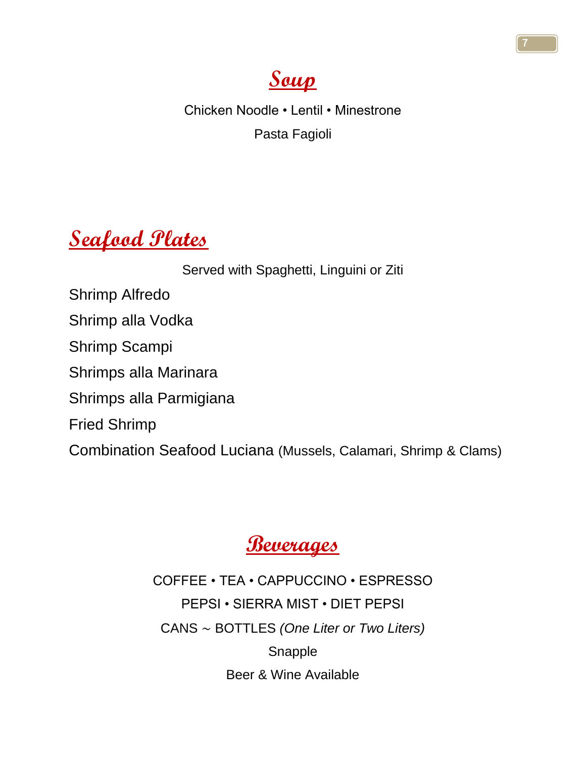## Soup

Chicken Noodle • Lentil • Minestrone

Pasta Fagioli

## Seafood Plates

Served with Spaghetti, Linguini or Ziti

Shrimp Alfredo

Shrimp alla Vodka

Shrimp Scampi

Shrimps alla Marinara

Shrimps alla Parmigiana

Fried Shrimp

Combination Seafood Luciana (Mussels, Calamari, Shrimp & Clams)

## Beverages

COFFEE • TEA • CAPPUCCINO • ESPRESSO

PEPSI • SIERRA MIST • DIET PEPSI

CANS ~ BOTTLES *(One Liter or Two Liters)*

Snapple

Beer & Wine Available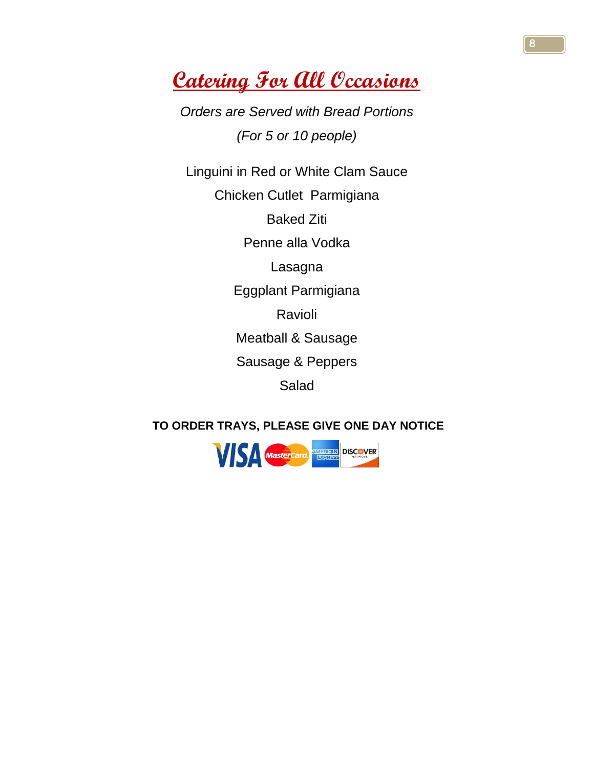# Catering For All Occasions

*Orders are Served with Bread Portions*

*(For 5 or 10 people)*

Linguini in Red or White Clam Sauce

Chicken Cutlet  Parmigiana

Baked Ziti

Penne alla Vodka

Lasagna

Eggplant Parmigiana

Ravioli

Meatball & Sausage

Sausage & Peppers

Salad

**TO ORDER TRAYS, PLEASE GIVE ONE DAY NOTICE**